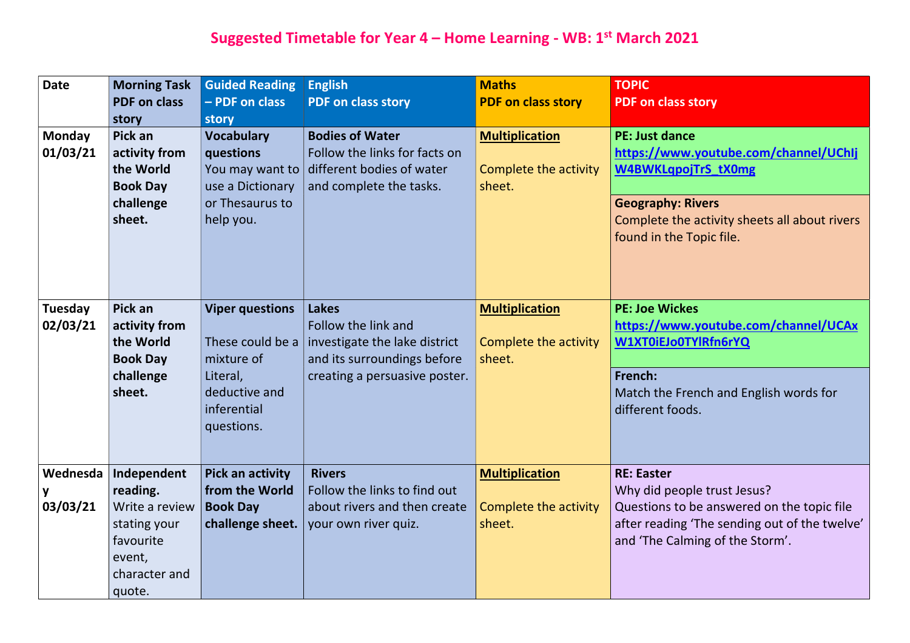# Suggested Timetable for Year 4 – Home Learning - WB: 1st March 2021

| Date | Morning Task PDF on class story | Guided Reading – PDF on class story | English PDF on class story | Maths PDF on class story | TOPIC PDF on class story |
|---|---|---|---|---|---|
| **Monday 01/03/21** | **Pick an activity from the World Book Day challenge sheet.** | **Vocabulary questions** You may want to use a Dictionary or Thesaurus to help you. | **Bodies of Water** Follow the links for facts on different bodies of water and complete the tasks. | **Multiplication** Complete the activity sheet. | **PE: Just dance** https://www.youtube.com/channel/UChIjW4BWKLqpojTrS_tX0mg<br><br>**Geography: Rivers** Complete the activity sheets all about rivers found in the Topic file. |
| **Tuesday 02/03/21** | **Pick an activity from the World Book Day challenge sheet.** | **Viper questions** These could be a mixture of Literal, deductive and inferential questions. | **Lakes** Follow the link and investigate the lake district and its surroundings before creating a persuasive poster. | **Multiplication** Complete the activity sheet. | **PE: Joe Wickes** https://www.youtube.com/channel/UCAxW1XT0iEJo0TYlRfn6rYQ<br><br>**French:** Match the French and English words for different foods. |
| **Wednesday 03/03/21** | **Independent reading.** Write a review stating your favourite event, character and quote. | **Pick an activity from the World Book Day challenge sheet.** | **Rivers** Follow the links to find out about rivers and then create your own river quiz. | **Multiplication** Complete the activity sheet. | **RE: Easter** Why did people trust Jesus? Questions to be answered on the topic file after reading 'The sending out of the twelve' and 'The Calming of the Storm'. |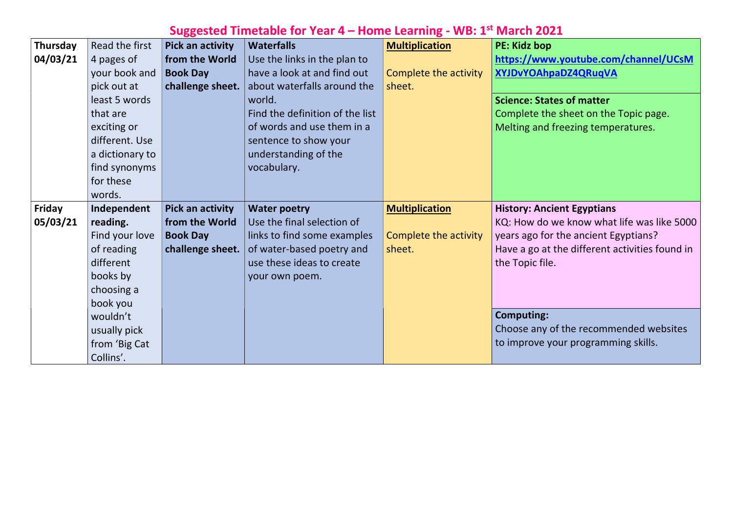# Suggested Timetable for Year 4 – Home Learning - WB: 1st March 2021

| | | | | | |
|---|---|---|---|---|---|
| **Thursday 04/03/21** | Read the first 4 pages of your book and pick out at least 5 words that are exciting or different. Use a dictionary to find synonyms for these words. | **Pick an activity from the World Book Day challenge sheet.** | **Waterfalls** Use the links in the plan to have a look at and find out about waterfalls around the world. Find the definition of the list of words and use them in a sentence to show your understanding of the vocabulary. | **Multiplication** Complete the activity sheet. | **PE: Kidz bop** https://www.youtube.com/channel/UCsMXYJDvYOAhpaDZ4QRuqVA **Science: States of matter** Complete the sheet on the Topic page. Melting and freezing temperatures. |
| **Friday 05/03/21** | **Independent reading.** Find your love of reading different books by choosing a book you wouldn't usually pick from 'Big Cat Collins'. | **Pick an activity from the World Book Day challenge sheet.** | **Water poetry** Use the final selection of links to find some examples of water-based poetry and use these ideas to create your own poem. | **Multiplication** Complete the activity sheet. | **History: Ancient Egyptians** KQ: How do we know what life was like 5000 years ago for the ancient Egyptians? Have a go at the different activities found in the Topic file. **Computing:** Choose any of the recommended websites to improve your programming skills. |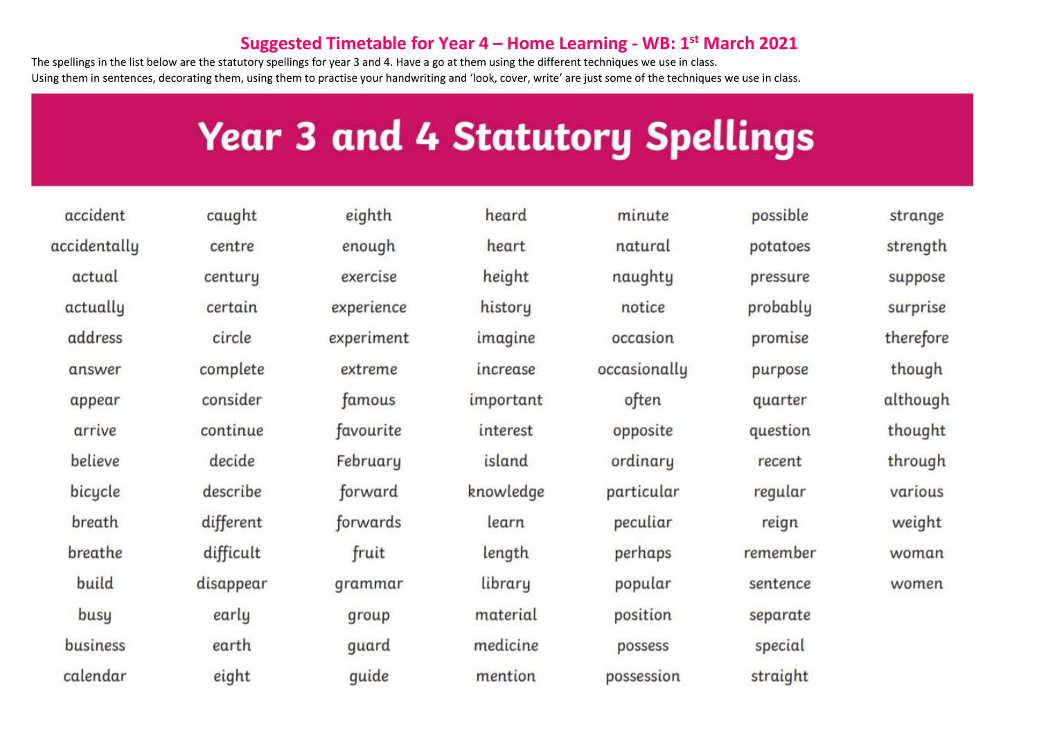# Suggested Timetable for Year 4 – Home Learning - WB: 1st March 2021

The spellings in the list below are the statutory spellings for year 3 and 4. Have a go at them using the different techniques we use in class.
Using them in sentences, decorating them, using them to practise your handwriting and 'look, cover, write' are just some of the techniques we use in class.

## Year 3 and 4 Statutory Spellings

| | | | | | | |
|---|---|---|---|---|---|---|
| accident | caught | eighth | heard | minute | possible | strange |
| accidentally | centre | enough | heart | natural | potatoes | strength |
| actual | century | exercise | height | naughty | pressure | suppose |
| actually | certain | experience | history | notice | probably | surprise |
| address | circle | experiment | imagine | occasion | promise | therefore |
| answer | complete | extreme | increase | occasionally | purpose | though |
| appear | consider | famous | important | often | quarter | although |
| arrive | continue | favourite | interest | opposite | question | thought |
| believe | decide | February | island | ordinary | recent | through |
| bicycle | describe | forward | knowledge | particular | regular | various |
| breath | different | forwards | learn | peculiar | reign | weight |
| breathe | difficult | fruit | length | perhaps | remember | woman |
| build | disappear | grammar | library | popular | sentence | women |
| busy | early | group | material | position | separate | |
| business | earth | guard | medicine | possess | special | |
| calendar | eight | guide | mention | possession | straight | |